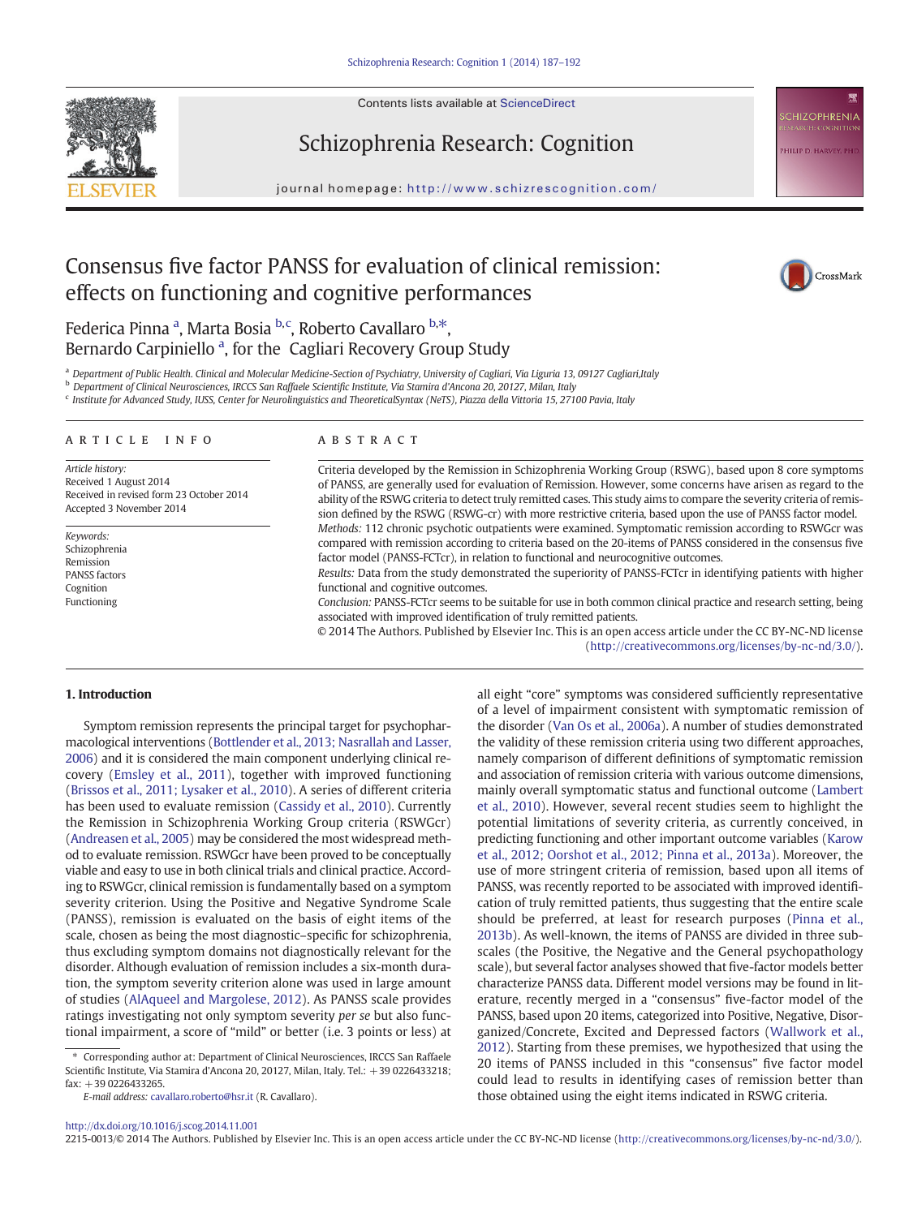# Consensus five factor PANSS for evaluation of clinical remission: effects on functioning and cognitive performances

Federica Pinna [a], Marta Bosia [b,c], Roberto Cavallaro [b,*], Bernardo Carpiniello [a], for the Cagliari Recovery Group Study

[a] Department of Public Health. Clinical and Molecular Medicine-Section of Psychiatry, University of Cagliari, Via Liguria 13, 09127 Cagliari, Italy

[b] Department of Clinical Neurosciences, IRCCS San Raffaele Scientific Institute, Via Stamira d'Ancona 20, 20127, Milan, Italy

[c] Institute for Advanced Study, IUSS, Center for Neurolinguistics and TheoreticalSyntax (NeTS), Piazza della Vittoria 15, 27100 Pavia, Italy

## ARTICLE INFO

*Article history:*
Received 1 August 2014
Received in revised form 23 October 2014
Accepted 3 November 2014

*Keywords:*
Schizophrenia
Remission
PANSS factors
Cognition
Functioning

## ABSTRACT

Criteria developed by the Remission in Schizophrenia Working Group (RSWG), based upon 8 core symptoms of PANSS, are generally used for evaluation of Remission. However, some concerns have arisen as regard to the ability of the RSWG criteria to detect truly remitted cases. This study aims to compare the severity criteria of remission defined by the RSWG (RSWG-cr) with more restrictive criteria, based upon the use of PANSS factor model.

*Methods:* 112 chronic psychotic outpatients were examined. Symptomatic remission according to RSWGcr was compared with remission according to criteria based on the 20-items of PANSS considered in the consensus five factor model (PANSS-FCTcr), in relation to functional and neurocognitive outcomes.

*Results:* Data from the study demonstrated the superiority of PANSS-FCTcr in identifying patients with higher functional and cognitive outcomes.

*Conclusion:* PANSS-FCTcr seems to be suitable for use in both common clinical practice and research setting, being associated with improved identification of truly remitted patients.

© 2014 The Authors. Published by Elsevier Inc. This is an open access article under the CC BY-NC-ND license (http://creativecommons.org/licenses/by-nc-nd/3.0/).

## 1. Introduction

Symptom remission represents the principal target for psychopharmacological interventions (Bottlender et al., 2013; Nasrallah and Lasser, 2006) and it is considered the main component underlying clinical recovery (Emsley et al., 2011), together with improved functioning (Brissos et al., 2011; Lysaker et al., 2010). A series of different criteria has been used to evaluate remission (Cassidy et al., 2010). Currently the Remission in Schizophrenia Working Group criteria (RSWGcr) (Andreasen et al., 2005) may be considered the most widespread method to evaluate remission. RSWGcr have been proved to be conceptually viable and easy to use in both clinical trials and clinical practice. According to RSWGcr, clinical remission is fundamentally based on a symptom severity criterion. Using the Positive and Negative Syndrome Scale (PANSS), remission is evaluated on the basis of eight items of the scale, chosen as being the most diagnostic–specific for schizophrenia, thus excluding symptom domains not diagnostically relevant for the disorder. Although evaluation of remission includes a six-month duration, the symptom severity criterion alone was used in large amount of studies (AlAqueel and Margolese, 2012). As PANSS scale provides ratings investigating not only symptom severity *per se* but also functional impairment, a score of "mild" or better (i.e. 3 points or less) at all eight "core" symptoms was considered sufficiently representative of a level of impairment consistent with symptomatic remission of the disorder (Van Os et al., 2006a). A number of studies demonstrated the validity of these remission criteria using two different approaches, namely comparison of different definitions of symptomatic remission and association of remission criteria with various outcome dimensions, mainly overall symptomatic status and functional outcome (Lambert et al., 2010). However, several recent studies seem to highlight the potential limitations of severity criteria, as currently conceived, in predicting functioning and other important outcome variables (Karow et al., 2012; Oorshot et al., 2012; Pinna et al., 2013a). Moreover, the use of more stringent criteria of remission, based upon all items of PANSS, was recently reported to be associated with improved identification of truly remitted patients, thus suggesting that the entire scale should be preferred, at least for research purposes (Pinna et al., 2013b). As well-known, the items of PANSS are divided in three subscales (the Positive, the Negative and the General psychopathology scale), but several factor analyses showed that five-factor models better characterize PANSS data. Different model versions may be found in literature, recently merged in a "consensus" five-factor model of the PANSS, based upon 20 items, categorized into Positive, Negative, Disorganized/Concrete, Excited and Depressed factors (Wallwork et al., 2012). Starting from these premises, we hypothesized that using the 20 items of PANSS included in this "consensus" five factor model could lead to results in identifying cases of remission better than those obtained using the eight items indicated in RSWG criteria.

\* Corresponding author at: Department of Clinical Neurosciences, IRCCS San Raffaele Scientific Institute, Via Stamira d'Ancona 20, 20127, Milan, Italy. Tel.: +39 0226433218; fax: +39 0226433265.

*E-mail address:* cavallaro.roberto@hsr.it (R. Cavallaro).

http://dx.doi.org/10.1016/j.scog.2014.11.001
2215-0013/© 2014 The Authors. Published by Elsevier Inc. This is an open access article under the CC BY-NC-ND license (http://creativecommons.org/licenses/by-nc-nd/3.0/).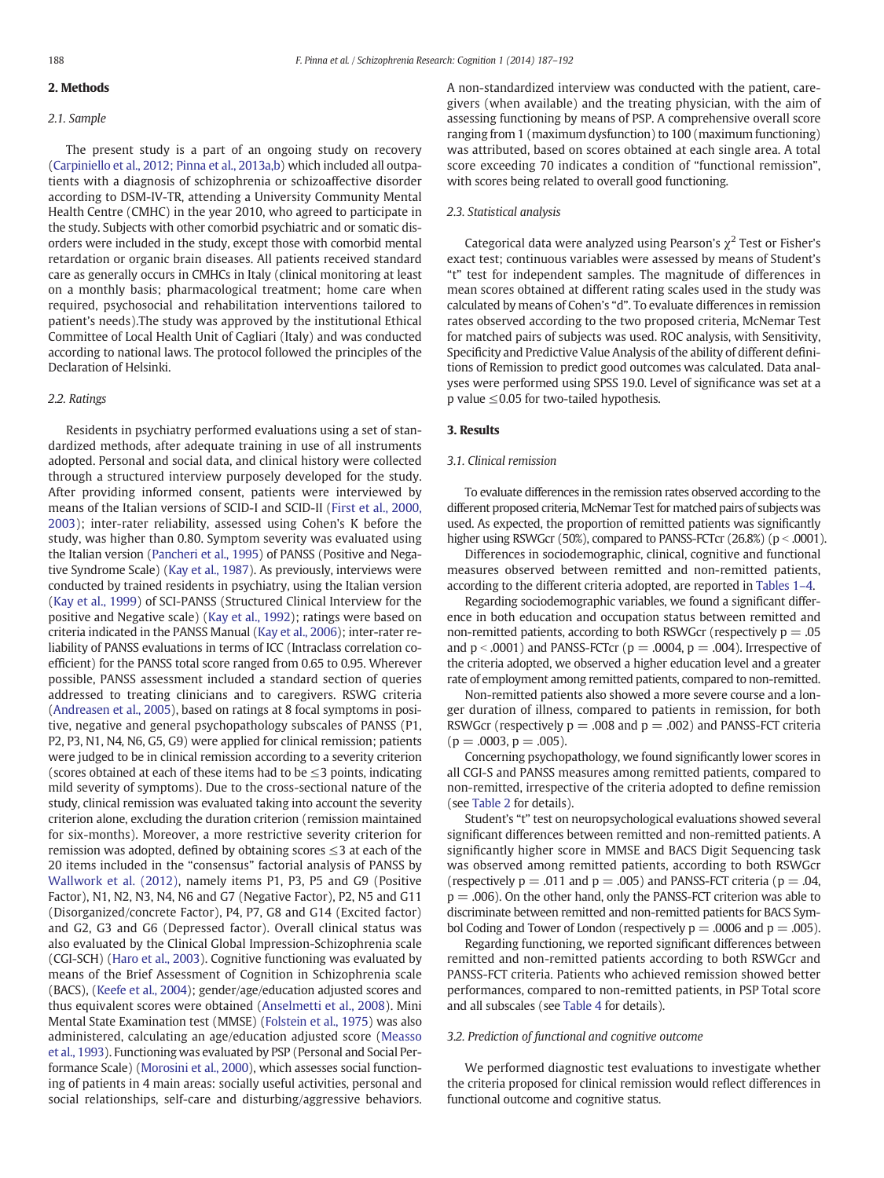## 2. Methods

### 2.1. Sample

The present study is a part of an ongoing study on recovery (Carpiniello et al., 2012; Pinna et al., 2013a,b) which included all outpatients with a diagnosis of schizophrenia or schizoaffective disorder according to DSM-IV-TR, attending a University Community Mental Health Centre (CMHC) in the year 2010, who agreed to participate in the study. Subjects with other comorbid psychiatric and or somatic disorders were included in the study, except those with comorbid mental retardation or organic brain diseases. All patients received standard care as generally occurs in CMHCs in Italy (clinical monitoring at least on a monthly basis; pharmacological treatment; home care when required, psychosocial and rehabilitation interventions tailored to patient's needs).The study was approved by the institutional Ethical Committee of Local Health Unit of Cagliari (Italy) and was conducted according to national laws. The protocol followed the principles of the Declaration of Helsinki.

### 2.2. Ratings

Residents in psychiatry performed evaluations using a set of standardized methods, after adequate training in use of all instruments adopted. Personal and social data, and clinical history were collected through a structured interview purposely developed for the study. After providing informed consent, patients were interviewed by means of the Italian versions of SCID-I and SCID-II (First et al., 2000, 2003); inter-rater reliability, assessed using Cohen's K before the study, was higher than 0.80. Symptom severity was evaluated using the Italian version (Pancheri et al., 1995) of PANSS (Positive and Negative Syndrome Scale) (Kay et al., 1987). As previously, interviews were conducted by trained residents in psychiatry, using the Italian version (Kay et al., 1999) of SCI-PANSS (Structured Clinical Interview for the positive and Negative scale) (Kay et al., 1992); ratings were based on criteria indicated in the PANSS Manual (Kay et al., 2006); inter-rater reliability of PANSS evaluations in terms of ICC (Intraclass correlation coefficient) for the PANSS total score ranged from 0.65 to 0.95. Wherever possible, PANSS assessment included a standard section of queries addressed to treating clinicians and to caregivers. RSWG criteria (Andreasen et al., 2005), based on ratings at 8 focal symptoms in positive, negative and general psychopathology subscales of PANSS (P1, P2, P3, N1, N4, N6, G5, G9) were applied for clinical remission; patients were judged to be in clinical remission according to a severity criterion (scores obtained at each of these items had to be ≤3 points, indicating mild severity of symptoms). Due to the cross-sectional nature of the study, clinical remission was evaluated taking into account the severity criterion alone, excluding the duration criterion (remission maintained for six-months). Moreover, a more restrictive severity criterion for remission was adopted, defined by obtaining scores ≤3 at each of the 20 items included in the "consensus" factorial analysis of PANSS by Wallwork et al. (2012), namely items P1, P3, P5 and G9 (Positive Factor), N1, N2, N3, N4, N6 and G7 (Negative Factor), P2, N5 and G11 (Disorganized/concrete Factor), P4, P7, G8 and G14 (Excited factor) and G2, G3 and G6 (Depressed factor). Overall clinical status was also evaluated by the Clinical Global Impression-Schizophrenia scale (CGI-SCH) (Haro et al., 2003). Cognitive functioning was evaluated by means of the Brief Assessment of Cognition in Schizophrenia scale (BACS), (Keefe et al., 2004); gender/age/education adjusted scores and thus equivalent scores were obtained (Anselmetti et al., 2008). Mini Mental State Examination test (MMSE) (Folstein et al., 1975) was also administered, calculating an age/education adjusted score (Measso et al., 1993). Functioning was evaluated by PSP (Personal and Social Performance Scale) (Morosini et al., 2000), which assesses social functioning of patients in 4 main areas: socially useful activities, personal and social relationships, self-care and disturbing/aggressive behaviors. A non-standardized interview was conducted with the patient, caregivers (when available) and the treating physician, with the aim of assessing functioning by means of PSP. A comprehensive overall score ranging from 1 (maximum dysfunction) to 100 (maximum functioning) was attributed, based on scores obtained at each single area. A total score exceeding 70 indicates a condition of "functional remission", with scores being related to overall good functioning.

### 2.3. Statistical analysis

Categorical data were analyzed using Pearson's $\chi^2$ Test or Fisher's exact test; continuous variables were assessed by means of Student's "t" test for independent samples. The magnitude of differences in mean scores obtained at different rating scales used in the study was calculated by means of Cohen's "d". To evaluate differences in remission rates observed according to the two proposed criteria, McNemar Test for matched pairs of subjects was used. ROC analysis, with Sensitivity, Specificity and Predictive Value Analysis of the ability of different definitions of Remission to predict good outcomes was calculated. Data analyses were performed using SPSS 19.0. Level of significance was set at a p value ≤0.05 for two-tailed hypothesis.

## 3. Results

### 3.1. Clinical remission

To evaluate differences in the remission rates observed according to the different proposed criteria, McNemar Test for matched pairs of subjects was used. As expected, the proportion of remitted patients was significantly higher using RSWGcr (50%), compared to PANSS-FCTcr (26.8%) ($p < .0001$).

Differences in sociodemographic, clinical, cognitive and functional measures observed between remitted and non-remitted patients, according to the different criteria adopted, are reported in Tables 1–4.

Regarding sociodemographic variables, we found a significant difference in both education and occupation status between remitted and non-remitted patients, according to both RSWGcr (respectively $p = .05$ and $p < .0001$) and PANSS-FCTcr ($p = .0004$, $p = .004$). Irrespective of the criteria adopted, we observed a higher education level and a greater rate of employment among remitted patients, compared to non-remitted.

Non-remitted patients also showed a more severe course and a longer duration of illness, compared to patients in remission, for both RSWGcr (respectively $p = .008$ and $p = .002$) and PANSS-FCT criteria ($p = .0003$, $p = .005$).

Concerning psychopathology, we found significantly lower scores in all CGI-S and PANSS measures among remitted patients, compared to non-remitted, irrespective of the criteria adopted to define remission (see Table 2 for details).

Student's "t" test on neuropsychological evaluations showed several significant differences between remitted and non-remitted patients. A significantly higher score in MMSE and BACS Digit Sequencing task was observed among remitted patients, according to both RSWGcr (respectively $p = .011$ and $p = .005$) and PANSS-FCT criteria ($p = .04$, $p = .006$). On the other hand, only the PANSS-FCT criterion was able to discriminate between remitted and non-remitted patients for BACS Symbol Coding and Tower of London (respectively $p = .0006$ and $p = .005$).

Regarding functioning, we reported significant differences between remitted and non-remitted patients according to both RSWGcr and PANSS-FCT criteria. Patients who achieved remission showed better performances, compared to non-remitted patients, in PSP Total score and all subscales (see Table 4 for details).

### 3.2. Prediction of functional and cognitive outcome

We performed diagnostic test evaluations to investigate whether the criteria proposed for clinical remission would reflect differences in functional outcome and cognitive status.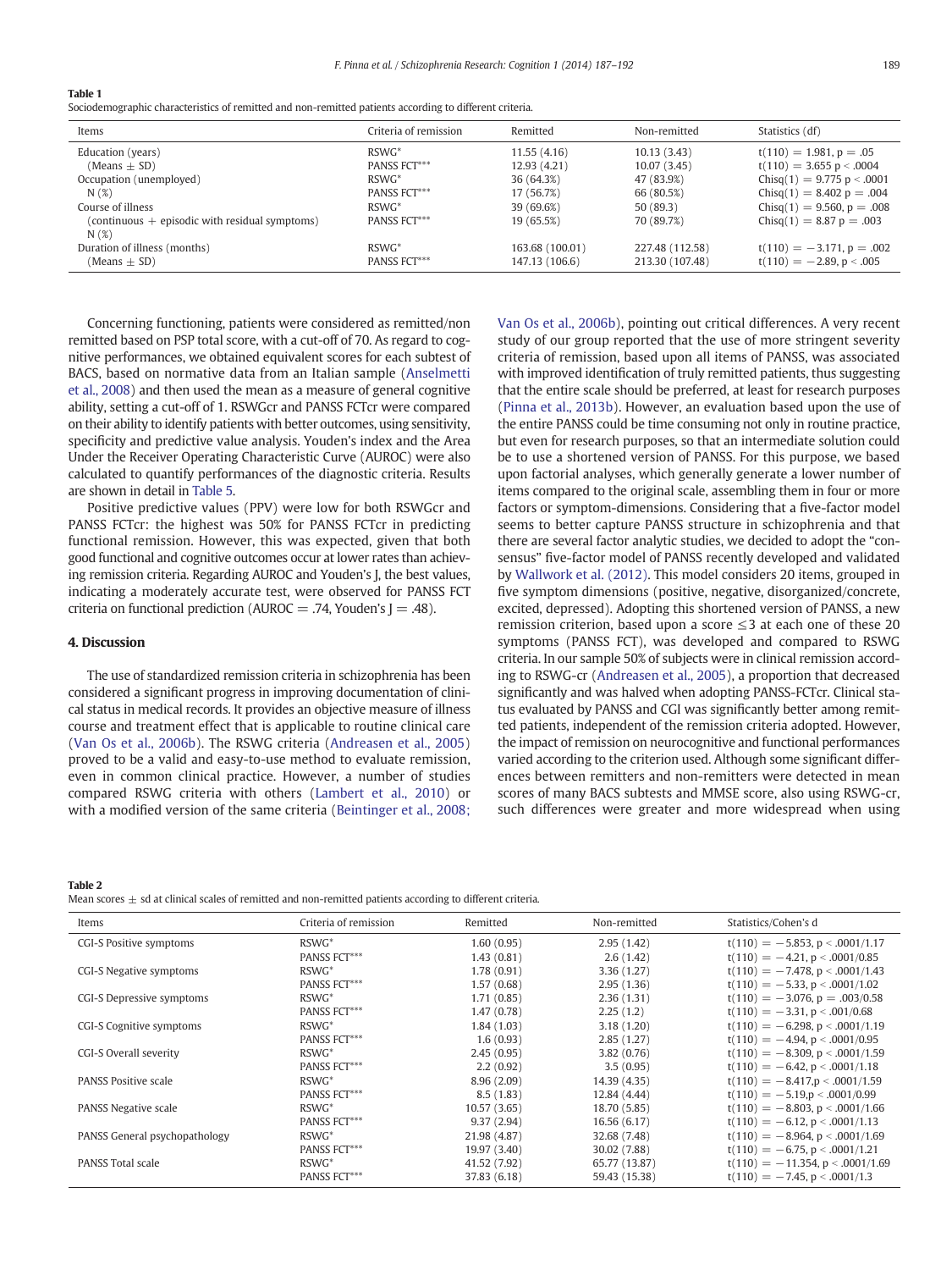**Table 1**
Sociodemographic characteristics of remitted and non-remitted patients according to different criteria.

| Items | Criteria of remission | Remitted | Non-remitted | Statistics (df) |
|---|---|---|---|---|
| Education (years) | RSWG* | 11.55 (4.16) | 10.13 (3.43) | $t(110) = 1.981$, $p = .05$ |
| (Means ± SD) | PANSS FCT*** | 12.93 (4.21) | 10.07 (3.45) | $t(110) = 3.655$ $p < .0004$ |
| Occupation (unemployed) | RSWG* | 36 (64.3%) | 47 (83.9%) | Chisq(1) = 9.775 $p < .0001$ |
| N (%) | PANSS FCT*** | 17 (56.7%) | 66 (80.5%) | Chisq(1) = 8.402 $p = .004$ |
| Course of illness | RSWG* | 39 (69.6%) | 50 (89.3) | Chisq(1) = 9.560, $p = .008$ |
| (continuous + episodic with residual symptoms) N (%) | PANSS FCT*** | 19 (65.5%) | 70 (89.7%) | Chisq(1) = 8.87 $p = .003$ |
| Duration of illness (months) | RSWG* | 163.68 (100.01) | 227.48 (112.58) | $t(110) = -3.171$, $p = .002$ |
| (Means ± SD) | PANSS FCT*** | 147.13 (106.6) | 213.30 (107.48) | $t(110) = -2.89$, $p < .005$ |

Concerning functioning, patients were considered as remitted/non remitted based on PSP total score, with a cut-off of 70. As regard to cognitive performances, we obtained equivalent scores for each subtest of BACS, based on normative data from an Italian sample (Anselmetti et al., 2008) and then used the mean as a measure of general cognitive ability, setting a cut-off of 1. RSWGcr and PANSS FCTcr were compared on their ability to identify patients with better outcomes, using sensitivity, specificity and predictive value analysis. Youden's index and the Area Under the Receiver Operating Characteristic Curve (AUROC) were also calculated to quantify performances of the diagnostic criteria. Results are shown in detail in Table 5.

Positive predictive values (PPV) were low for both RSWGcr and PANSS FCTcr: the highest was 50% for PANSS FCTcr in predicting functional remission. However, this was expected, given that both good functional and cognitive outcomes occur at lower rates than achieving remission criteria. Regarding AUROC and Youden's J, the best values, indicating a moderately accurate test, were observed for PANSS FCT criteria on functional prediction (AUROC = .74, Youden's J = .48).

## 4. Discussion

The use of standardized remission criteria in schizophrenia has been considered a significant progress in improving documentation of clinical status in medical records. It provides an objective measure of illness course and treatment effect that is applicable to routine clinical care (Van Os et al., 2006b). The RSWG criteria (Andreasen et al., 2005) proved to be a valid and easy-to-use method to evaluate remission, even in common clinical practice. However, a number of studies compared RSWG criteria with others (Lambert et al., 2010) or with a modified version of the same criteria (Beintinger et al., 2008; Van Os et al., 2006b), pointing out critical differences. A very recent study of our group reported that the use of more stringent severity criteria of remission, based upon all items of PANSS, was associated with improved identification of truly remitted patients, thus suggesting that the entire scale should be preferred, at least for research purposes (Pinna et al., 2013b). However, an evaluation based upon the use of the entire PANSS could be time consuming not only in routine practice, but even for research purposes, so that an intermediate solution could be to use a shortened version of PANSS. For this purpose, we based upon factorial analyses, which generally generate a lower number of items compared to the original scale, assembling them in four or more factors or symptom-dimensions. Considering that a five-factor model seems to better capture PANSS structure in schizophrenia and that there are several factor analytic studies, we decided to adopt the "consensus" five-factor model of PANSS recently developed and validated by Wallwork et al. (2012). This model considers 20 items, grouped in five symptom dimensions (positive, negative, disorganized/concrete, excited, depressed). Adopting this shortened version of PANSS, a new remission criterion, based upon a score ≤3 at each one of these 20 symptoms (PANSS FCT), was developed and compared to RSWG criteria. In our sample 50% of subjects were in clinical remission according to RSWG-cr (Andreasen et al., 2005), a proportion that decreased significantly and was halved when adopting PANSS-FCTcr. Clinical status evaluated by PANSS and CGI was significantly better among remitted patients, independent of the remission criteria adopted. However, the impact of remission on neurocognitive and functional performances varied according to the criterion used. Although some significant differences between remitters and non-remitters were detected in mean scores of many BACS subtests and MMSE score, also using RSWG-cr, such differences were greater and more widespread when using

**Table 2**
Mean scores ± sd at clinical scales of remitted and non-remitted patients according to different criteria.

| Items | Criteria of remission | Remitted | Non-remitted | Statistics/Cohen's d |
|---|---|---|---|---|
| CGI-S Positive symptoms | RSWG* | 1.60 (0.95) | 2.95 (1.42) | $t(110) = -5.853$, $p < .0001$/1.17 |
| | PANSS FCT*** | 1.43 (0.81) | 2.6 (1.42) | $t(110) = -4.21$, $p < .0001$/0.85 |
| CGI-S Negative symptoms | RSWG* | 1.78 (0.91) | 3.36 (1.27) | $t(110) = -7.478$, $p < .0001$/1.43 |
| | PANSS FCT*** | 1.57 (0.68) | 2.95 (1.36) | $t(110) = -5.33$, $p < .0001$/1.02 |
| CGI-S Depressive symptoms | RSWG* | 1.71 (0.85) | 2.36 (1.31) | $t(110) = -3.076$, $p = .003$/0.58 |
| | PANSS FCT*** | 1.47 (0.78) | 2.25 (1.2) | $t(110) = -3.31$, $p < .001$/0.68 |
| CGI-S Cognitive symptoms | RSWG* | 1.84 (1.03) | 3.18 (1.20) | $t(110) = -6.298$, $p < .0001$/1.19 |
| | PANSS FCT*** | 1.6 (0.93) | 2.85 (1.27) | $t(110) = -4.94$, $p < .0001$/0.95 |
| CGI-S Overall severity | RSWG* | 2.45 (0.95) | 3.82 (0.76) | $t(110) = -8.309$, $p < .0001$/1.59 |
| | PANSS FCT*** | 2.2 (0.92) | 3.5 (0.95) | $t(110) = -6.42$, $p < .0001$/1.18 |
| PANSS Positive scale | RSWG* | 8.96 (2.09) | 14.39 (4.35) | $t(110) = -8.417$, $p < .0001$/1.59 |
| | PANSS FCT*** | 8.5 (1.83) | 12.84 (4.44) | $t(110) = -5.19$, $p < .0001$/0.99 |
| PANSS Negative scale | RSWG* | 10.57 (3.65) | 18.70 (5.85) | $t(110) = -8.803$, $p < .0001$/1.66 |
| | PANSS FCT*** | 9.37 (2.94) | 16.56 (6.17) | $t(110) = -6.12$, $p < .0001$/1.13 |
| PANSS General psychopathology | RSWG* | 21.98 (4.87) | 32.68 (7.48) | $t(110) = -8.964$, $p < .0001$/1.69 |
| | PANSS FCT*** | 19.97 (3.40) | 30.02 (7.88) | $t(110) = -6.75$, $p < .0001$/1.21 |
| PANSS Total scale | RSWG* | 41.52 (7.92) | 65.77 (13.87) | $t(110) = -11.354$, $p < .0001$/1.69 |
| | PANSS FCT*** | 37.83 (6.18) | 59.43 (15.38) | $t(110) = -7.45$, $p < .0001$/1.3 |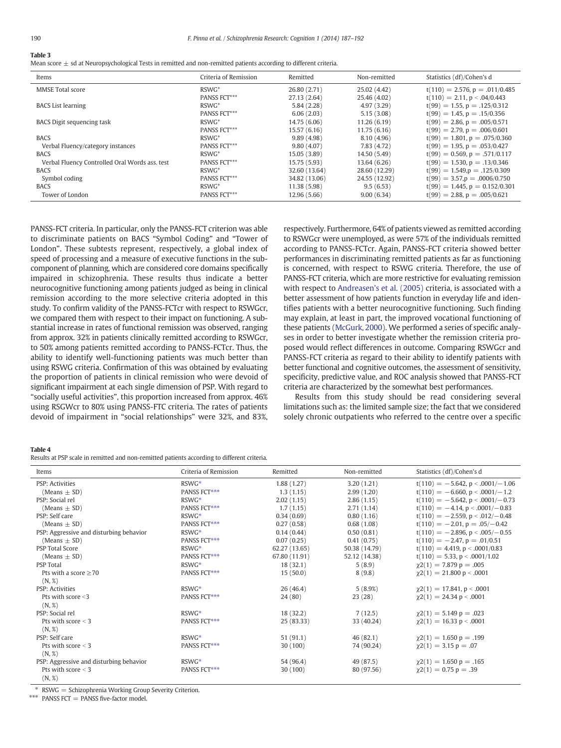**Table 3**
Mean score ± sd at Neuropsychological Tests in remitted and non-remitted patients according to different criteria.

| Items | Criteria of Remission | Remitted | Non-remitted | Statistics (df)/Cohen's d |
|---|---|---|---|---|
| MMSE Total score | RSWG* | 26.80 (2.71) | 25.02 (4.42) | t(110) = 2.576, p = .011/0.485 |
| | PANSS FCT*** | 27.13 (2.64) | 25.46 (4.02) | t(110) = 2.11, p < .04/0.443 |
| BACS List learning | RSWG* | 5.84 (2.28) | 4.97 (3.29) | t(99) = 1.55, p = .125/0.312 |
| | PANSS FCT*** | 6.06 (2.03) | 5.15 (3.08) | t(99) = 1.45, p = .15/0.356 |
| BACS Digit sequencing task | RSWG* | 14.75 (6.06) | 11.26 (6.19) | t(99) = 2.86, p = .005/0.571 |
| | PANSS FCT*** | 15.57 (6.16) | 11.75 (6.16) | t(99) = 2.79, p = .006/0.601 |
| BACS | RSWG* | 9.89 (4.98) | 8.10 (4.96) | t(99) = 1.801, p = .075/0.360 |
| Verbal Fluency/category instances | PANSS FCT*** | 9.80 (4.07) | 7.83 (4.72) | t(99) = 1.95, p = .053/0.427 |
| BACS | RSWG* | 15.05 (3.89) | 14.50 (5.49) | t(99) = 0.569, p = .571/0.117 |
| Verbal Fluency Controlled Oral Words ass. test | PANSS FCT*** | 15.75 (5.93) | 13.64 (6.26) | t(99) = 1.530, p = .13/0.346 |
| BACS | RSWG* | 32.60 (13.64) | 28.60 (12.29) | t(99) = 1.549,p = .125/0.309 |
| Symbol coding | PANSS FCT*** | 34.82 (13.06) | 24.55 (12.92) | t(99) = 3.57,p = .0006/0.750 |
| BACS | RSWG* | 11.38 (5.98) | 9.5 (6.53) | t(99) = 1.445, p = 0.152/0.301 |
| Tower of London | PANSS FCT*** | 12.96 (5.66) | 9.00 (6.34) | t(99) = 2.88, p = .005/0.621 |

PANSS-FCT criteria. In particular, only the PANSS-FCT criterion was able to discriminate patients on BACS "Symbol Coding" and "Tower of London". These subtests represent, respectively, a global index of speed of processing and a measure of executive functions in the subcomponent of planning, which are considered core domains specifically impaired in schizophrenia. These results thus indicate a better neurocognitive functioning among patients judged as being in clinical remission according to the more selective criteria adopted in this study. To confirm validity of the PANSS-FCTcr with respect to RSWGcr, we compared them with respect to their impact on functioning. A substantial increase in rates of functional remission was observed, ranging from approx. 32% in patients clinically remitted according to RSWGcr, to 50% among patients remitted according to PANSS-FCTcr. Thus, the ability to identify well-functioning patients was much better than using RSWG criteria. Confirmation of this was obtained by evaluating the proportion of patients in clinical remission who were devoid of significant impairment at each single dimension of PSP. With regard to "socially useful activities", this proportion increased from approx. 46% using RSGWcr to 80% using PANSS-FTC criteria. The rates of patients devoid of impairment in "social relationships" were 32%, and 83%, respectively. Furthermore, 64% of patients viewed as remitted according to RSWGcr were unemployed, as were 57% of the individuals remitted according to PANSS-FCTcr. Again, PANSS-FCT criteria showed better performances in discriminating remitted patients as far as functioning is concerned, with respect to RSWG criteria. Therefore, the use of PANSS-FCT criteria, which are more restrictive for evaluating remission with respect to Andreasen's et al. (2005) criteria, is associated with a better assessment of how patients function in everyday life and identifies patients with a better neurocognitive functioning. Such finding may explain, at least in part, the improved vocational functioning of these patients (McGurk, 2000). We performed a series of specific analyses in order to better investigate whether the remission criteria proposed would reflect differences in outcome. Comparing RSWGcr and PANSS-FCT criteria as regard to their ability to identify patients with better functional and cognitive outcomes, the assessment of sensitivity, specificity, predictive value, and ROC analysis showed that PANSS-FCT criteria are characterized by the somewhat best performances.

Results from this study should be read considering several limitations such as: the limited sample size; the fact that we considered solely chronic outpatients who referred to the centre over a specific

**Table 4**
Results at PSP scale in remitted and non-remitted patients according to different criteria.

| Items | Criteria of Remission | Remitted | Non-remitted | Statistics (df)/Cohen's d |
|---|---|---|---|---|
| PSP: Activities | RSWG* | 1.88 (1.27) | 3.20 (1.21) | t(110) = −5.642, p < .0001/−1.06 |
| (Means ± SD) | PANSS FCT*** | 1.3 (1.15) | 2.99 (1.20) | t(110) = −6.660, p < .0001/−1.2 |
| PSP: Social rel | RSWG* | 2.02 (1.15) | 2.86 (1.15) | t(110) = −5.642, p < .0001/−0.73 |
| (Means ± SD) | PANSS FCT*** | 1.7 (1.15) | 2.71 (1.14) | t(110) = −4.14, p < .0001/−0.83 |
| PSP: Self care | RSWG* | 0.34 (0.69) | 0.80 (1.16) | t(110) = −2.559, p < .012/−0.48 |
| (Means ± SD) | PANSS FCT*** | 0.27 (0.58) | 0.68 (1.08) | t(110) = −2.01, p = .05/−0.42 |
| PSP: Aggressive and disturbing behavior | RSWG* | 0.14 (0.44) | 0.50 (0.81) | t(110) = −2.896, p < .005/−0.55 |
| (Means ± SD) | PANSS FCT*** | 0.07 (0.25) | 0.41 (0.75) | t(110) = −2.47, p = .01/0.51 |
| PSP Total Score | RSWG* | 62.27 (13.65) | 50.38 (14.79) | t(110) = 4.419, p < .0001/0.83 |
| (Means ± SD) | PANSS FCT*** | 67.80 (11.91) | 52.12 (14.38) | t(110) = 5.33, p < .0001/1.02 |
| PSP Total | RSWG* | 18 (32.1) | 5 (8.9) | χ2(1) = 7.879 p = .005 |
| Pts with a score ≥70 (N, %) | PANSS FCT*** | 15 (50.0) | 8 (9.8) | χ2(1) = 21.800 p < .0001 |
| PSP: Activities | RSWG* | 26 (46.4) | 5 (8.9%) | χ2(1) = 17.841, p < .0001 |
| Pts with score <3 (N, %) | PANSS FCT*** | 24 (80) | 23 (28) | χ2(1) = 24.34 p < .0001 |
| PSP: Social rel | RSWG* | 18 (32.2) | 7 (12.5) | χ2(1) = 5.149 p = .023 |
| Pts with score < 3 (N, %) | PANSS FCT*** | 25 (83.33) | 33 (40.24) | χ2(1) = 16.33 p < .0001 |
| PSP: Self care | RSWG* | 51 (91.1) | 46 (82.1) | χ2(1) = 1.650 p = .199 |
| Pts with score < 3 (N, %) | PANSS FCT*** | 30 (100) | 74 (90.24) | χ2(1) = 3.15 p = .07 |
| PSP: Aggressive and disturbing behavior | RSWG* | 54 (96.4) | 49 (87.5) | χ2(1) = 1.650 p = .165 |
| Pts with score < 3 (N, %) | PANSS FCT*** | 30 (100) | 80 (97.56) | χ2(1) = 0.75 p = .39 |

\* RSWG = Schizophrenia Working Group Severity Criterion.
\*\*\* PANSS FCT = PANSS five-factor model.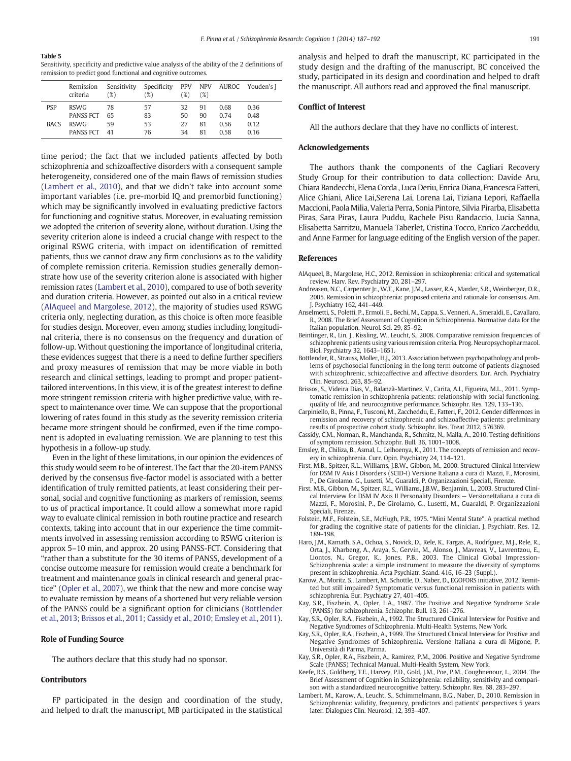**Table 5**
Sensitivity, specificity and predictive value analysis of the ability of the 2 definitions of remission to predict good functional and cognitive outcomes.

| | Remission criteria | Sensitivity (%) | Specificity (%) | PPV (%) | NPV (%) | AUROC | Youden's J |
|---|---|---|---|---|---|---|---|
| PSP | RSWG | 78 | 57 | 32 | 91 | 0.68 | 0.36 |
| | PANSS FCT | 65 | 83 | 50 | 90 | 0.74 | 0.48 |
| BACS | RSWG | 59 | 53 | 27 | 81 | 0.56 | 0.12 |
| | PANSS FCT | 41 | 76 | 34 | 81 | 0.58 | 0.16 |

time period; the fact that we included patients affected by both schizophrenia and schizoaffective disorders with a consequent sample heterogeneity, considered one of the main flaws of remission studies (Lambert et al., 2010), and that we didn't take into account some important variables (i.e. pre-morbid IQ and premorbid functioning) which may be significantly involved in evaluating predictive factors for functioning and cognitive status. Moreover, in evaluating remission we adopted the criterion of severity alone, without duration. Using the severity criterion alone is indeed a crucial change with respect to the original RSWG criteria, with impact on identification of remitted patients, thus we cannot draw any firm conclusions as to the validity of complete remission criteria. Remission studies generally demonstrate how use of the severity criterion alone is associated with higher remission rates (Lambert et al., 2010), compared to use of both severity and duration criteria. However, as pointed out also in a critical review (AlAqueel and Margolese, 2012), the majority of studies used RSWG criteria only, neglecting duration, as this choice is often more feasible for studies design. Moreover, even among studies including longitudinal criteria, there is no consensus on the frequency and duration of follow-up. Without questioning the importance of longitudinal criteria, these evidences suggest that there is a need to define further specifiers and proxy measures of remission that may be more viable in both research and clinical settings, leading to prompt and proper patient-tailored interventions. In this view, it is of the greatest interest to define more stringent remission criteria with higher predictive value, with respect to maintenance over time. We can suppose that the proportional lowering of rates found in this study as the severity remission criteria became more stringent should be confirmed, even if the time component is adopted in evaluating remission. We are planning to test this hypothesis in a follow-up study.

Even in the light of these limitations, in our opinion the evidences of this study would seem to be of interest. The fact that the 20-item PANSS derived by the consensus five-factor model is associated with a better identification of truly remitted patients, at least considering their personal, social and cognitive functioning as markers of remission, seems to us of practical importance. It could allow a somewhat more rapid way to evaluate clinical remission in both routine practice and research contexts, taking into account that in our experience the time commitments involved in assessing remission according to RSWG criterion is approx 5–10 min, and approx. 20 using PANSS-FCT. Considering that "rather than a substitute for the 30 items of PANSS, development of a concise outcome measure for remission would create a benchmark for treatment and maintenance goals in clinical research and general practice" (Opler et al., 2007), we think that the new and more concise way to evaluate remission by means of a shortened but very reliable version of the PANSS could be a significant option for clinicians (Bottlender et al., 2013; Brissos et al., 2011; Cassidy et al., 2010; Emsley et al., 2011).

## Role of Funding Source

The authors declare that this study had no sponsor.

## Contributors

FP participated in the design and coordination of the study, and helped to draft the manuscript, MB participated in the statistical analysis and helped to draft the manuscript, RC participated in the study design and the drafting of the manuscript, BC conceived the study, participated in its design and coordination and helped to draft the manuscript. All authors read and approved the final manuscript.

## Conflict of Interest

All the authors declare that they have no conflicts of interest.

## Acknowledgements

The authors thank the components of the Cagliari Recovery Study Group for their contribution to data collection: Davide Aru, Chiara Bandecchi, Elena Corda , Luca Deriu, Enrica Diana, Francesca Fatteri, Alice Ghiani, Alice Lai,Serena Lai, Lorena Lai, Tiziana Lepori, Raffaella Maccioni, Paola Milia, Valeria Perra, Sonia Pintore, Silvia Pirarba, Elisabetta Piras, Sara Piras, Laura Puddu, Rachele Pisu Randaccio, Lucia Sanna, Elisabetta Sarritzu, Manuela Taberlet, Cristina Tocco, Enrico Zaccheddu, and Anne Farmer for language editing of the English version of the paper.

## References

AlAqueel, B., Margolese, H.C., 2012. Remission in schizophrenia: critical and systematical review. Harv. Rev. Psychiatry 20, 281–297.

Andreasen, N.C., Carpenter Jr., W.T., Kane, J.M., Lasser, R.A., Marder, S.R., Weinberger, D.R., 2005. Remission in schizophrenia: proposed criteria and rationale for consensus. Am. J. Psychiatry 162, 441–449.

Anselmetti, S., Poletti, P., Ermoli, E., Bechi, M., Cappa, S., Venneri, A., Smeraldi, E., Cavallaro, R., 2008. The Brief Assessment of Cognition in Schizophrenia. Normative data for the Italian population. Neurol. Sci. 29, 85–92.

Beintinger, R., Lin, J., Kissling, W., Leucht, S., 2008. Comparative remission frequencies of schizophrenic patients using various remission criteria. Prog. Neuropsychopharmacol. Biol. Psychiatry 32, 1643–1651.

Bottlender, R., Strauss, Moller, H.J., 2013. Association between psychopathology and problems of psychosocial functioning in the long term outcome of patients diagnosed with schizophrenic, schizoaffective and affective disorders. Eur. Arch. Psychiatry Clin. Neurosci. 263, 85–92.

Brissos, S., Videira Dias, V., Balanzà-Martinez, V., Carita, A.I., Figueira, M.L., 2011. Symptomatic remission in schizophrenia patients: relationship with social functioning, quality of life, and neurocognitive performance. Schizophr. Res. 129, 133–136.

Carpiniello, B., Pinna, F., Tusconi, M., Zaccheddu, E., Fatteri, F., 2012. Gender differences in remission and recovery of schizophrenic and schizoaffective patients: preliminary results of prospective cohort study. Schizophr. Res. Treat 2012, 576369.

Cassidy, C.M., Norman, R., Manchanda, R., Schmitz, N., Malla, A., 2010. Testing definitions of symptom remission. Schizophr. Bull. 36, 1001–1008.

Emsley, R., Chiliza, B., Asmal, L., Lelhoenya, K., 2011. The concepts of remission and recovery in schizophrenia. Curr. Opin. Psychiatry 24, 114–121.

First, M.B., Spitzer, R.L., Williams, J.B.W., Gibbon, M., 2000. Structured Clinical Interview for DSM IV Axis I Disorders (SCID-I) Versione Italiana a cura di Mazzi, F., Morosini, P., De Girolamo, G., Lusetti, M., Guaraldi, P. Organizzazioni Speciali, Firenze.

First, M.B., Gibbon, M., Spitzer, R.L., Williams, J.B.W., Benjamin, L., 2003. Structured Clinical Interview for DSM IV Axis II Personality Disorders — VersioneItaliana a cura di Mazzi, F., Morosini, P., De Girolamo, G., Lusetti, M., Guaraldi, P. Organizzazioni Speciali, Firenze.

Folstein, M.F., Folstein, S.E., McHugh, P.R., 1975. "Mini Mental State". A practical method for grading the cognitive state of patients for the clinician. J. Psychiatr. Res. 12, 189–198.

Haro, J.M., Kamath, S.A., Ochoa, S., Novick, D., Rele, K., Fargas, A., Rodríguez, M.J., Rele, R., Orta, J., Kharbeng, A., Araya, S., Gervin, M., Alonso, J., Mavreas, V., Lavrentzou, E., Liontos, N., Gregor, K., Jones, P.B., 2003. The Clinical Global Impression-Schizophrenia scale: a simple instrument to measure the diversity of symptoms present in schizophrenia. Acta Psychiatr. Scand. 416, 16–23 (Suppl.).

Karow, A., Moritz, S., Lambert, M., Schottle, D., Naber, D., EGOFORS initiative, 2012. Remitted but still impaired? Symptomatic versus functional remission in patients with schizophrenia. Eur. Psychiatry 27, 401–405.

Kay, S.R., Fiszbein, A., Opler, L.A., 1987. The Positive and Negative Syndrome Scale (PANSS) for schizophrenia. Schizophr. Bull. 13, 261–276.

Kay, S.R., Opler, R.A., Fiszbein, A., 1992. The Structured Clinical Interview for Positive and Negative Syndromes of Schizophrenia. Multi-Health Systems, New York.

Kay, S.R., Opler, R.A., Fiszbein, A., 1999. The Structured Clinical Interview for Positive and Negative Syndromes of Schizophrenia. Versione Italiana a cura di Migone, P. Università di Parma, Parma.

Kay, S.R., Opler, R.A., Fiszbein, A., Ramirez, P.M., 2006. Positive and Negative Syndrome Scale (PANSS) Technical Manual. Multi-Health System, New York.

Keefe, R.S., Goldberg, T.E., Harvey, P.D., Gold, J.M., Poe, P.M., Coughnenour, L., 2004. The Brief Assessment of Cognition in Schizophrenia: reliability, sensitivity and comparison with a standardized neurocognitive battery. Schizophr. Res. 68, 283–297.

Lambert, M., Karow, A., Leucht, S., Schimmelmann, B.G., Naber, D., 2010. Remission in Schizophrenia: validity, frequency, predictors and patients' perspectives 5 years later. Dialogues Clin. Neurosci. 12, 393–407.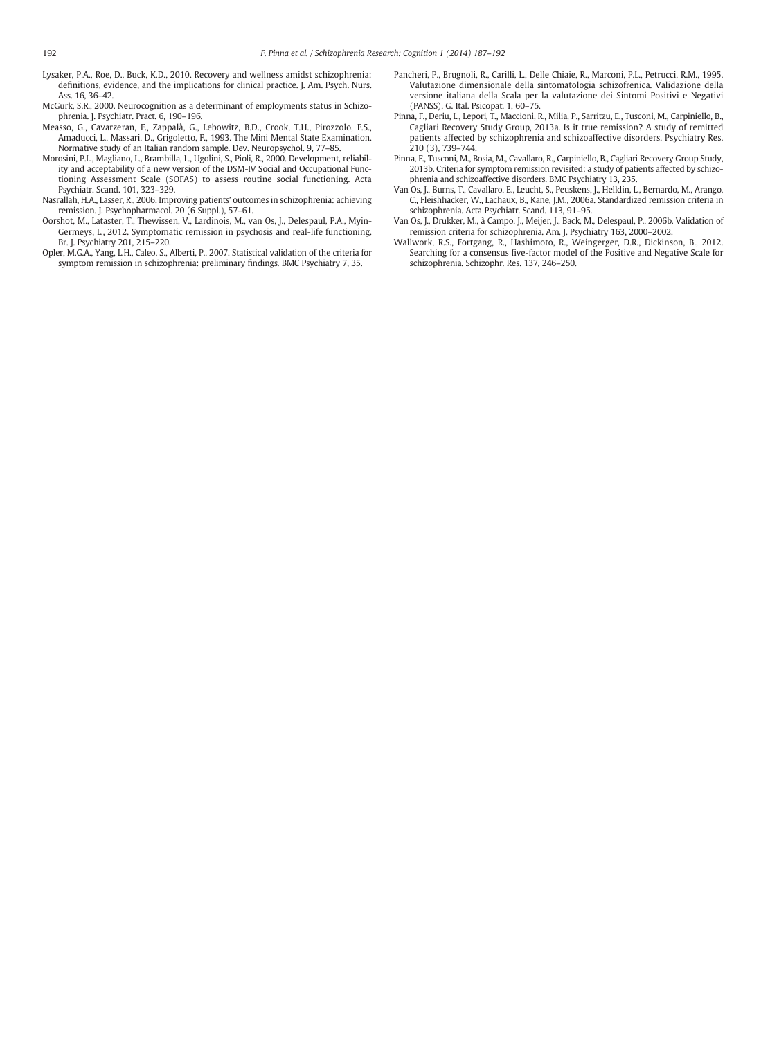Lysaker, P.A., Roe, D., Buck, K.D., 2010. Recovery and wellness amidst schizophrenia: definitions, evidence, and the implications for clinical practice. J. Am. Psych. Nurs. Ass. 16, 36–42.

McGurk, S.R., 2000. Neurocognition as a determinant of employments status in Schizophrenia. J. Psychiatr. Pract. 6, 190–196.

Measso, G., Cavarzeran, F., Zappalà, G., Lebowitz, B.D., Crook, T.H., Pirozzolo, F.S., Amaducci, L., Massari, D., Grigoletto, F., 1993. The Mini Mental State Examination. Normative study of an Italian random sample. Dev. Neuropsychol. 9, 77–85.

Morosini, P.L., Magliano, L., Brambilla, L., Ugolini, S., Pioli, R., 2000. Development, reliability and acceptability of a new version of the DSM-IV Social and Occupational Functioning Assessment Scale (SOFAS) to assess routine social functioning. Acta Psychiatr. Scand. 101, 323–329.

Nasrallah, H.A., Lasser, R., 2006. Improving patients' outcomes in schizophrenia: achieving remission. J. Psychopharmacol. 20 (6 Suppl.), 57–61.

Oorshot, M., Lataster, T., Thewissen, V., Lardinois, M., van Os, J., Delespaul, P.A., Myin-Germeys, L., 2012. Symptomatic remission in psychosis and real-life functioning. Br. J. Psychiatry 201, 215–220.

Opler, M.G.A., Yang, L.H., Caleo, S., Alberti, P., 2007. Statistical validation of the criteria for symptom remission in schizophrenia: preliminary findings. BMC Psychiatry 7, 35.

Pancheri, P., Brugnoli, R., Carilli, L., Delle Chiaie, R., Marconi, P.L., Petrucci, R.M., 1995. Valutazione dimensionale della sintomatologia schizofrenica. Validazione della versione italiana della Scala per la valutazione dei Sintomi Positivi e Negativi (PANSS). G. Ital. Psicopat. 1, 60–75.

Pinna, F., Deriu, L., Lepori, T., Maccioni, R., Milia, P., Sarritzu, E., Tusconi, M., Carpiniello, B., Cagliari Recovery Study Group, 2013a. Is it true remission? A study of remitted patients affected by schizophrenia and schizoaffective disorders. Psychiatry Res. 210 (3), 739–744.

Pinna, F., Tusconi, M., Bosia, M., Cavallaro, R., Carpiniello, B., Cagliari Recovery Group Study, 2013b. Criteria for symptom remission revisited: a study of patients affected by schizophrenia and schizoaffective disorders. BMC Psychiatry 13, 235.

Van Os, J., Burns, T., Cavallaro, E., Leucht, S., Peuskens, J., Helldin, L., Bernardo, M., Arango, C., Fleishhacker, W., Lachaux, B., Kane, J.M., 2006a. Standardized remission criteria in schizophrenia. Acta Psychiatr. Scand. 113, 91–95.

Van Os, J., Drukker, M., à Campo, J., Meijer, J., Back, M., Delespaul, P., 2006b. Validation of remission criteria for schizophrenia. Am. J. Psychiatry 163, 2000–2002.

Wallwork, R.S., Fortgang, R., Hashimoto, R., Weingerger, D.R., Dickinson, B., 2012. Searching for a consensus five-factor model of the Positive and Negative Scale for schizophrenia. Schizophr. Res. 137, 246–250.